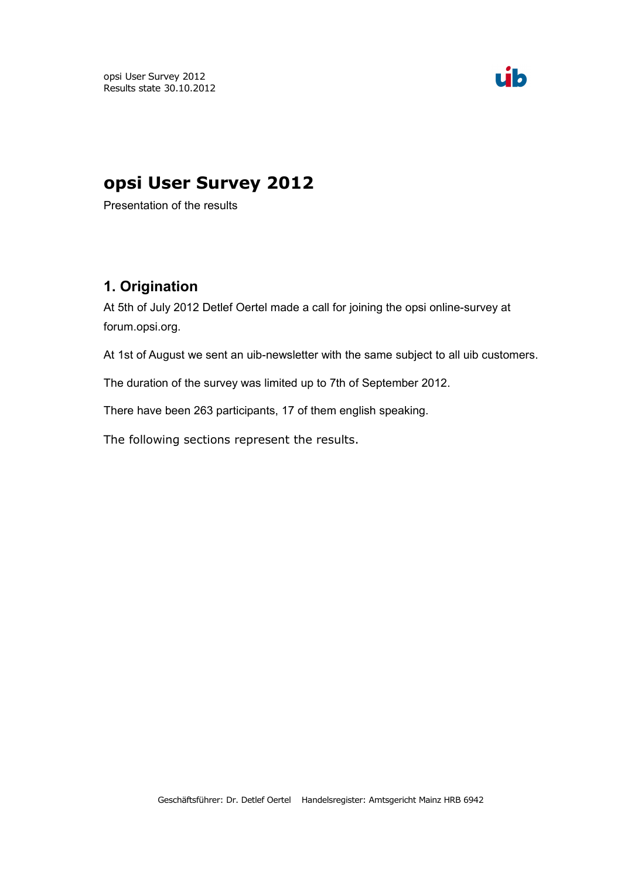# opsi User Survey 2012

Presentation of the results

## 1. Origination

At 5th of July 2012 Detlef Oertel made a call for joining the opsi online-survey at forum.opsi.org.

At 1st of August we sent an uib-newsletter with the same subject to all uib customers.

The duration of the survey was limited up to 7th of September 2012.

There have been 263 participants, 17 of them english speaking.

The following sections represent the results.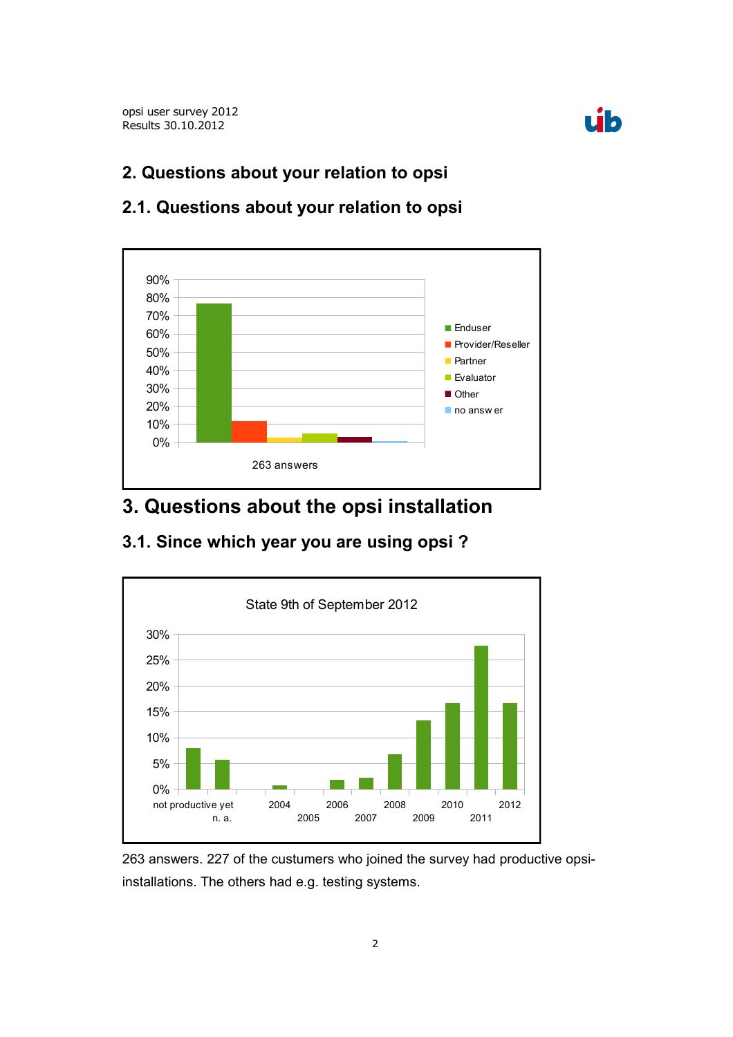## 2. Questions about your relation to opsi

### 2.1. Questions about your relation to opsi

263 answers

## 3. Questions about the opsi installation

### 3.1. Since which year you are using opsi ?

State 9th of September 2012

263 answers. 227 of the custumers who joined the survey had productive opsi-installations. The others had e.g. testing systems.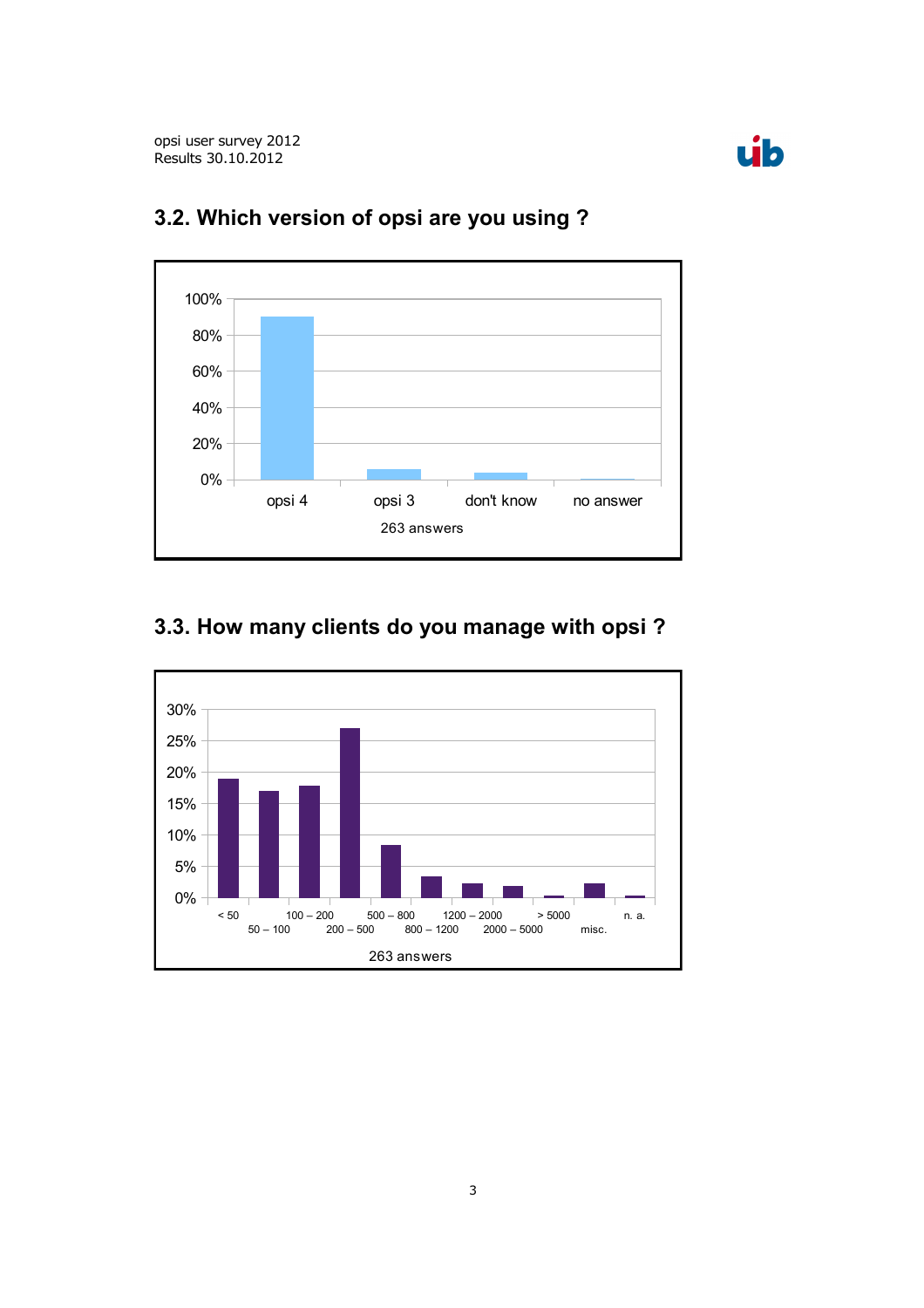## 3.2. Which version of opsi are you using ?

100%
80%
60%
40%
20%
0%

opsi 4 | opsi 3 | don't know | no answer

263 answers

## 3.3. How many clients do you manage with opsi ?

30%
25%
20%
15%
10%
5%
0%

< 50 | 50 – 100 | 100 – 200 | 200 – 500 | 500 – 800 | 800 – 1200 | 1200 – 2000 | 2000 – 5000 | > 5000 | misc. | n. a.

263 answers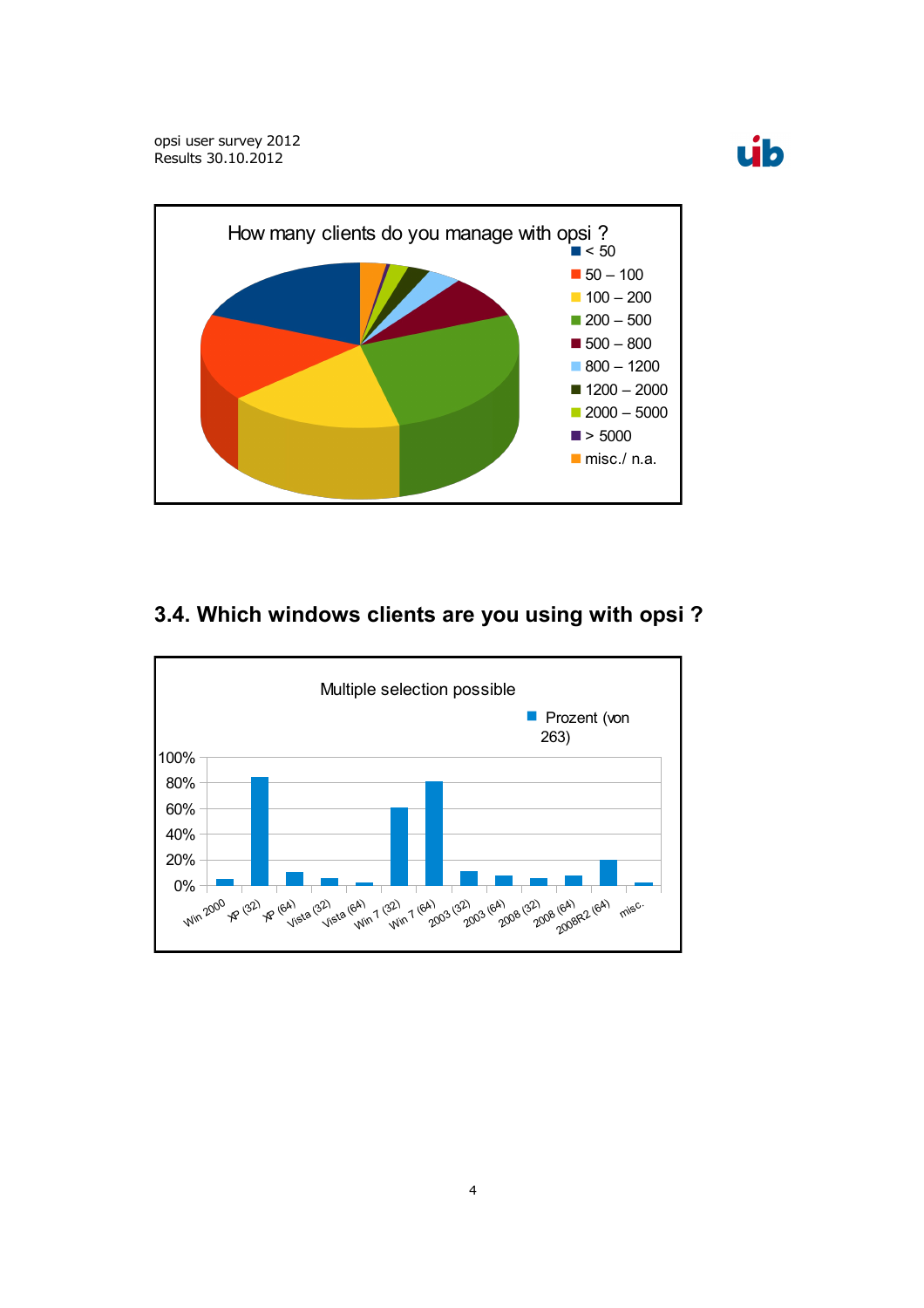How many clients do you manage with opsi ?

- < 50
- 50 – 100
- 100 – 200
- 200 – 500
- 500 – 800
- 800 – 1200
- 1200 – 2000
- 2000 – 5000
- > 5000
- misc./ n.a.

## 3.4. Which windows clients are you using with opsi ?

Multiple selection possible

Prozent (von 263)

100%, 80%, 60%, 40%, 20%, 0%

Win 2000, XP (32), XP (64), Vista (32), Vista (64), Win 7 (32), Win 7 (64), 2003 (32), 2003 (64), 2008 (32), 2008 (64), 2008R2 (64), misc.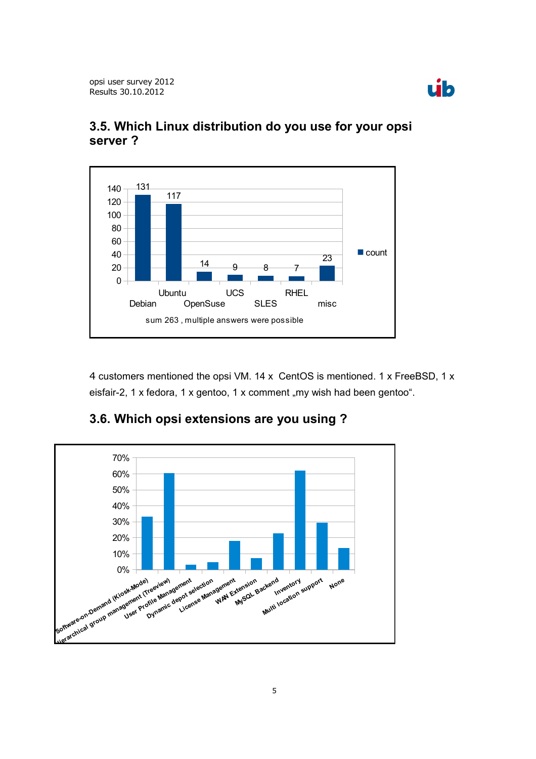## 3.5. Which Linux distribution do you use for your opsi server ?

| Distribution | count |
|---|---|
| Debian | 131 |
| Ubuntu | 117 |
| OpenSuse | 14 |
| UCS | 9 |
| SLES | 8 |
| RHEL | 7 |
| misc | 23 |

sum 263 , multiple answers were possible

4 customers mentioned the opsi VM. 14 x CentOS is mentioned. 1 x FreeBSD, 1 x eisfair-2, 1 x fedora, 1 x gentoo, 1 x comment „my wish had been gentoo“.

## 3.6. Which opsi extensions are you using ?

Software-on-Demand (Kiosk-Mode), Hierarchical group management (Treeview), User Profile Management, Dynamic depot selection, License Management, WAN Extension, MySQL Backend, Inventory, Multi location support, None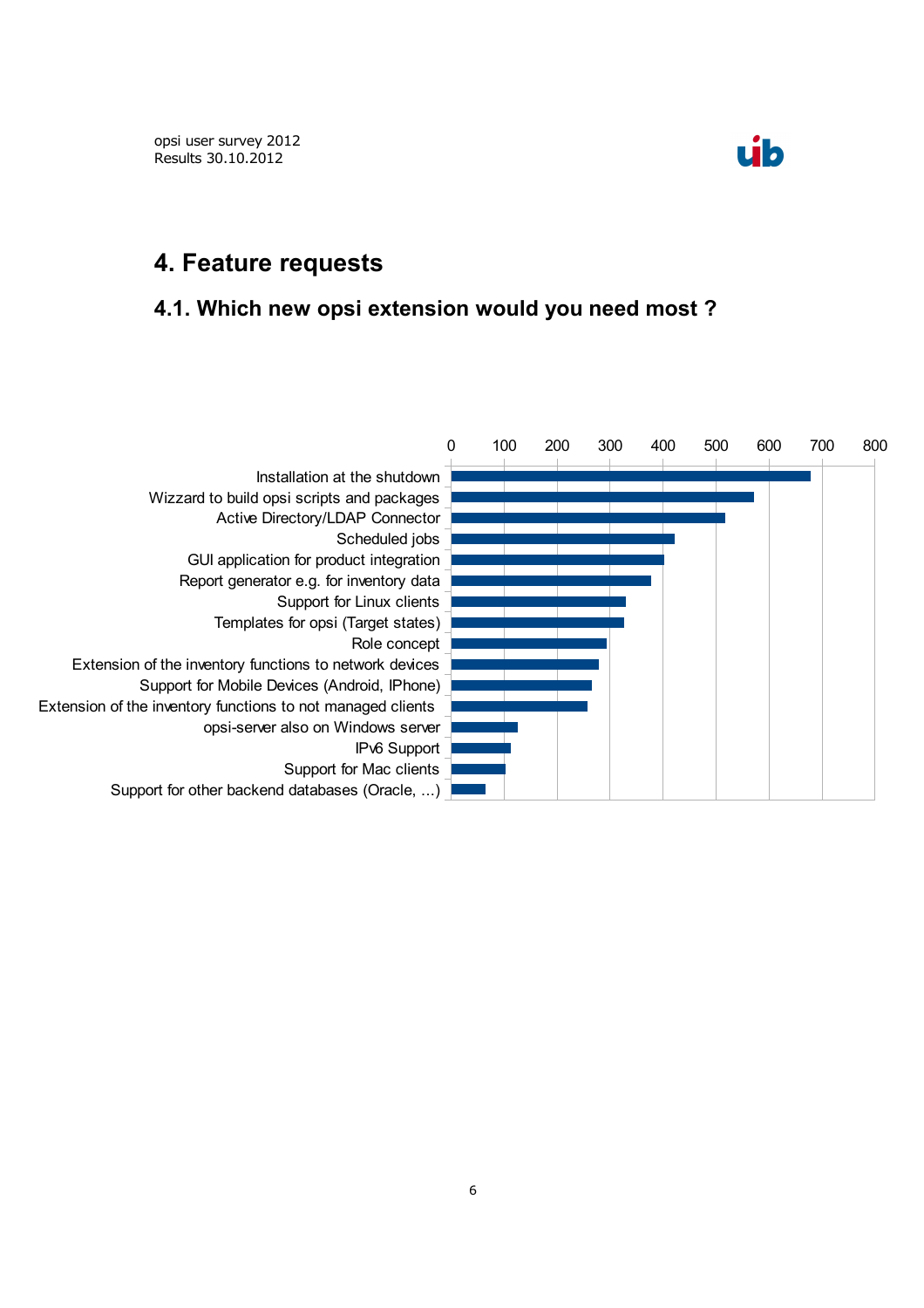# 4. Feature requests

## 4.1. Which new opsi extension would you need most ?

| Feature | Approx. value |
| --- | --- |
| Installation at the shutdown | ~680 |
| Wizzard to build opsi scripts and packages | ~570 |
| Active Directory/LDAP Connector | ~515 |
| Scheduled jobs | ~420 |
| GUI application for product integration | ~400 |
| Report generator e.g. for inventory data | ~375 |
| Support for Linux clients | ~330 |
| Templates for opsi (Target states) | ~325 |
| Role concept | ~295 |
| Extension of the inventory functions to network devices | ~280 |
| Support for Mobile Devices (Android, IPhone) | ~265 |
| Extension of the inventory functions to not managed clients | ~255 |
| opsi-server also on Windows server | ~125 |
| IPv6 Support | ~110 |
| Support for Mac clients | ~100 |
| Support for other backend databases (Oracle, ...) | ~65 |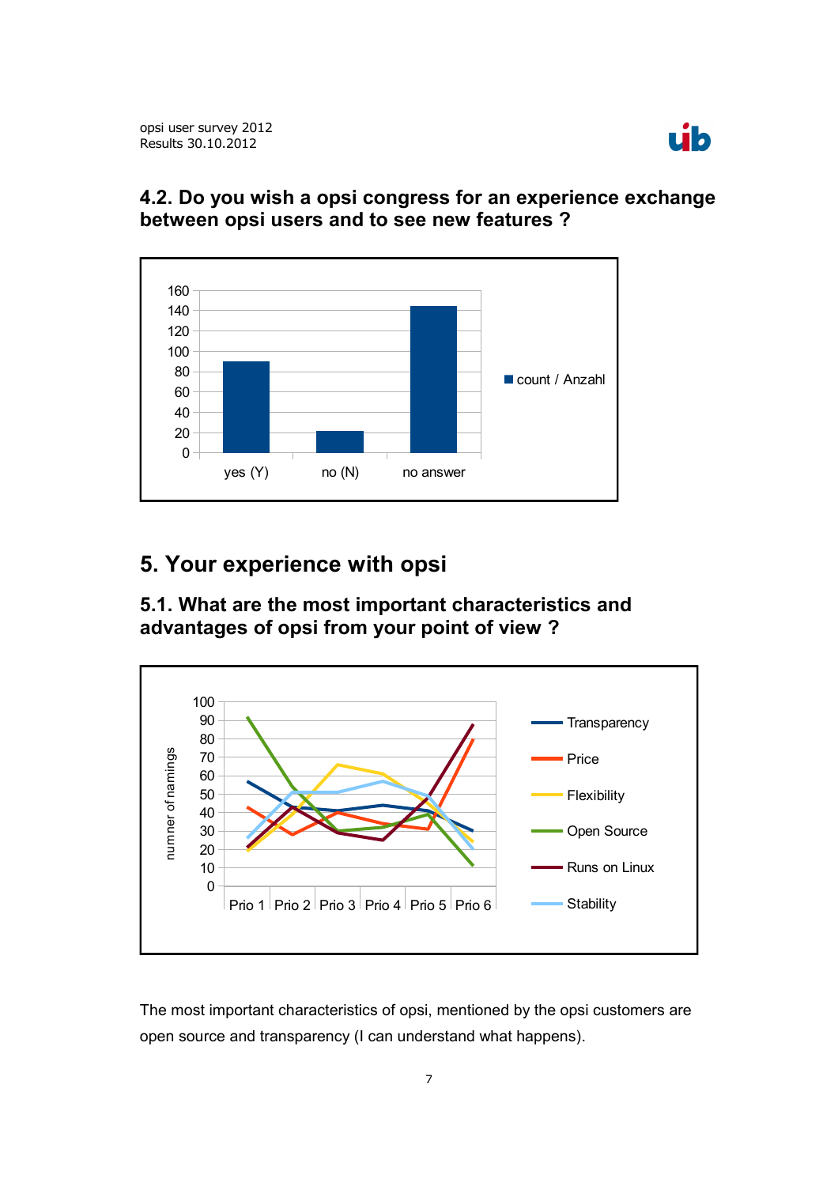## 4.2. Do you wish a opsi congress for an experience exchange between opsi users and to see new features ?

## 5. Your experience with opsi

### 5.1. What are the most important characteristics and advantages of opsi from your point of view ?

The most important characteristics of opsi, mentioned by the opsi customers are open source and transparency (I can understand what happens).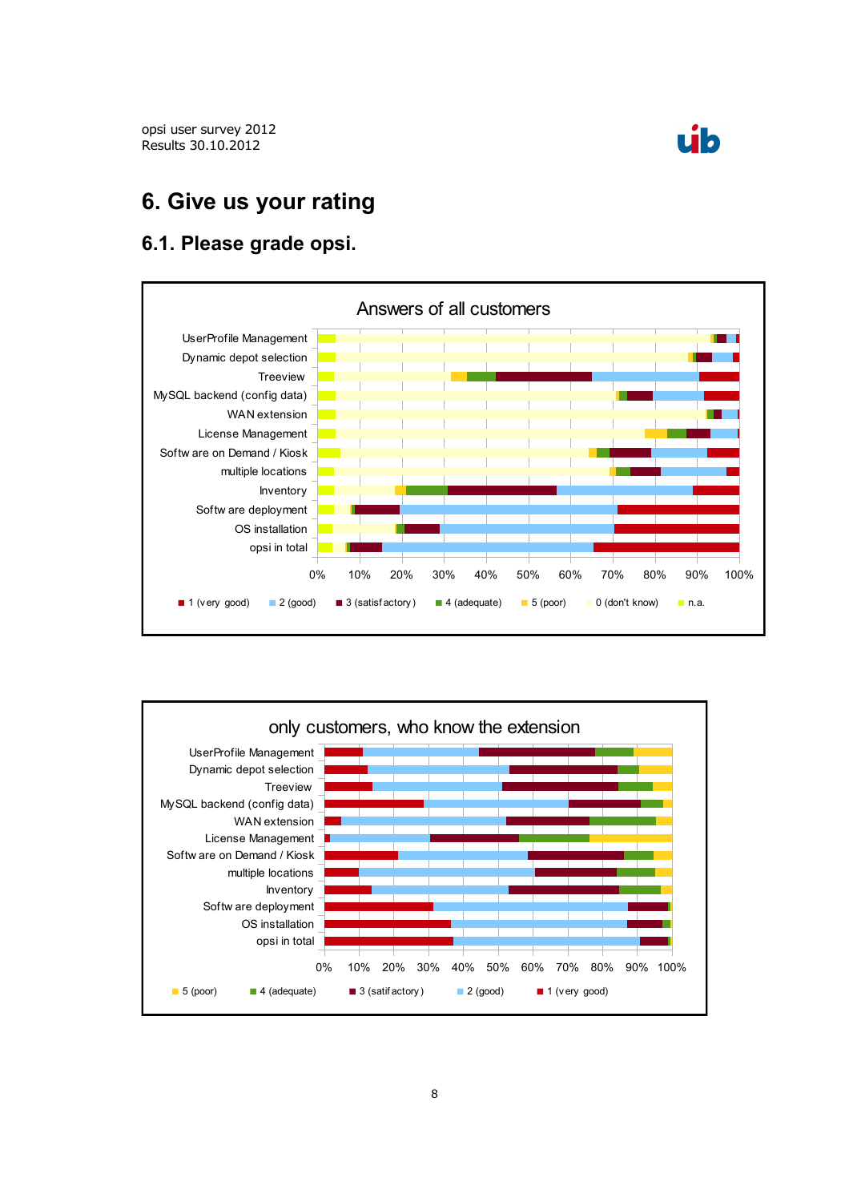# 6. Give us your rating

## 6.1. Please grade opsi.

Answers of all customers

UserProfile Management
Dynamic depot selection
Treeview
MySQL backend (config data)
WAN extension
License Management
Software on Demand / Kiosk
multiple locations
Inventory
Software deployment
OS installation
opsi in total

0% 10% 20% 30% 40% 50% 60% 70% 80% 90% 100%

1 (very good) 2 (good) 3 (satisfactory) 4 (adequate) 5 (poor) 0 (don't know) n.a.

only customers, who know the extension

UserProfile Management
Dynamic depot selection
Treeview
MySQL backend (config data)
WAN extension
License Management
Software on Demand / Kiosk
multiple locations
Inventory
Software deployment
OS installation
opsi in total

0% 10% 20% 30% 40% 50% 60% 70% 80% 90% 100%

5 (poor) 4 (adequate) 3 (satifactory) 2 (good) 1 (very good)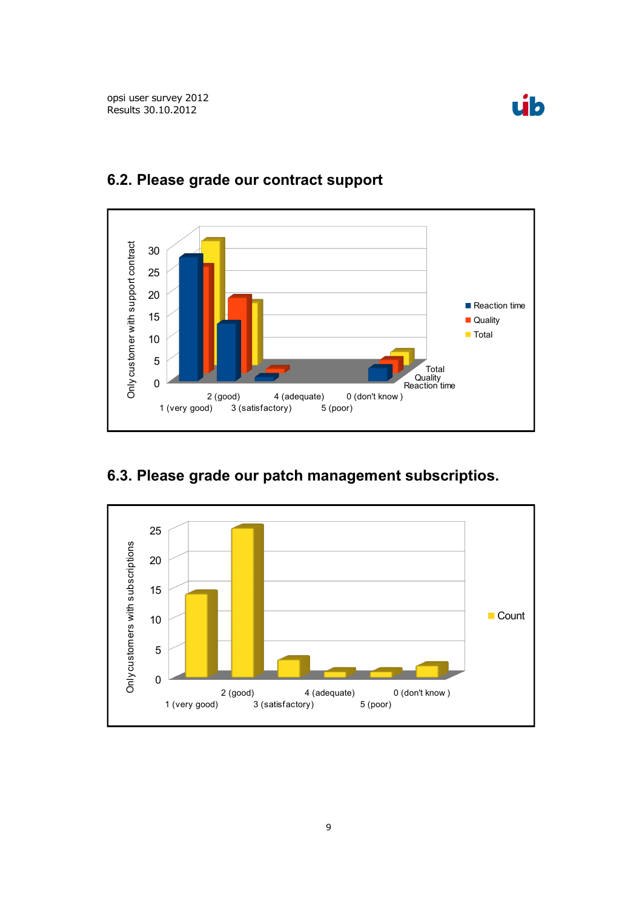## 6.2. Please grade our contract support

Only customer with support contract

30
25
20
15
10
5
0

1 (very good) | 2 (good) | 3 (satisfactory) | 4 (adequate) | 5 (poor) | 0 (don't know )

Total
Quality
Reaction time

Reaction time
Quality
Total

## 6.3. Please grade our patch management subscriptios.

Only customers with subscriptions

25
20
15
10
5
0

1 (very good) | 2 (good) | 3 (satisfactory) | 4 (adequate) | 5 (poor) | 0 (don't know )

Count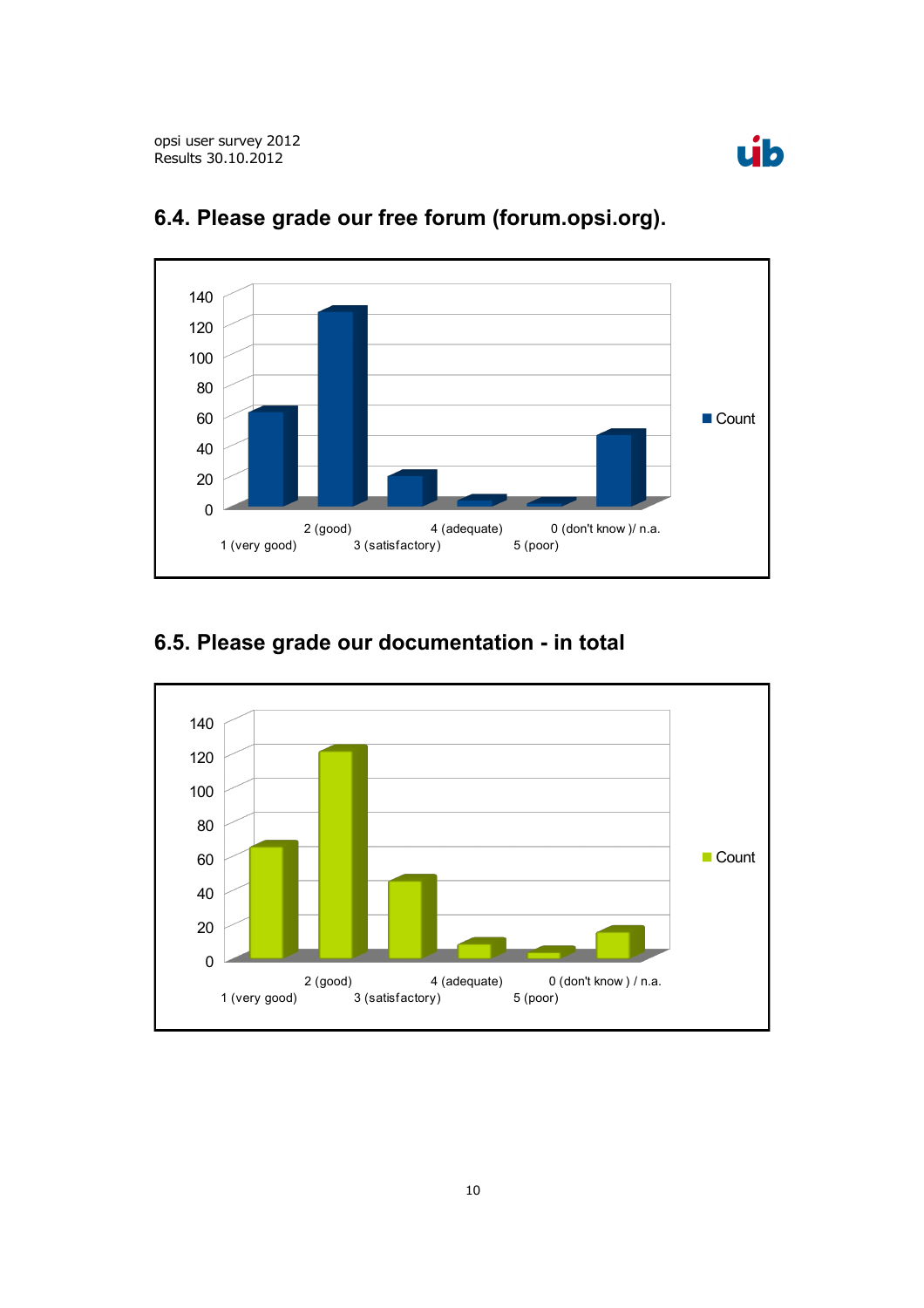## 6.4. Please grade our free forum (forum.opsi.org).

## 6.5. Please grade our documentation - in total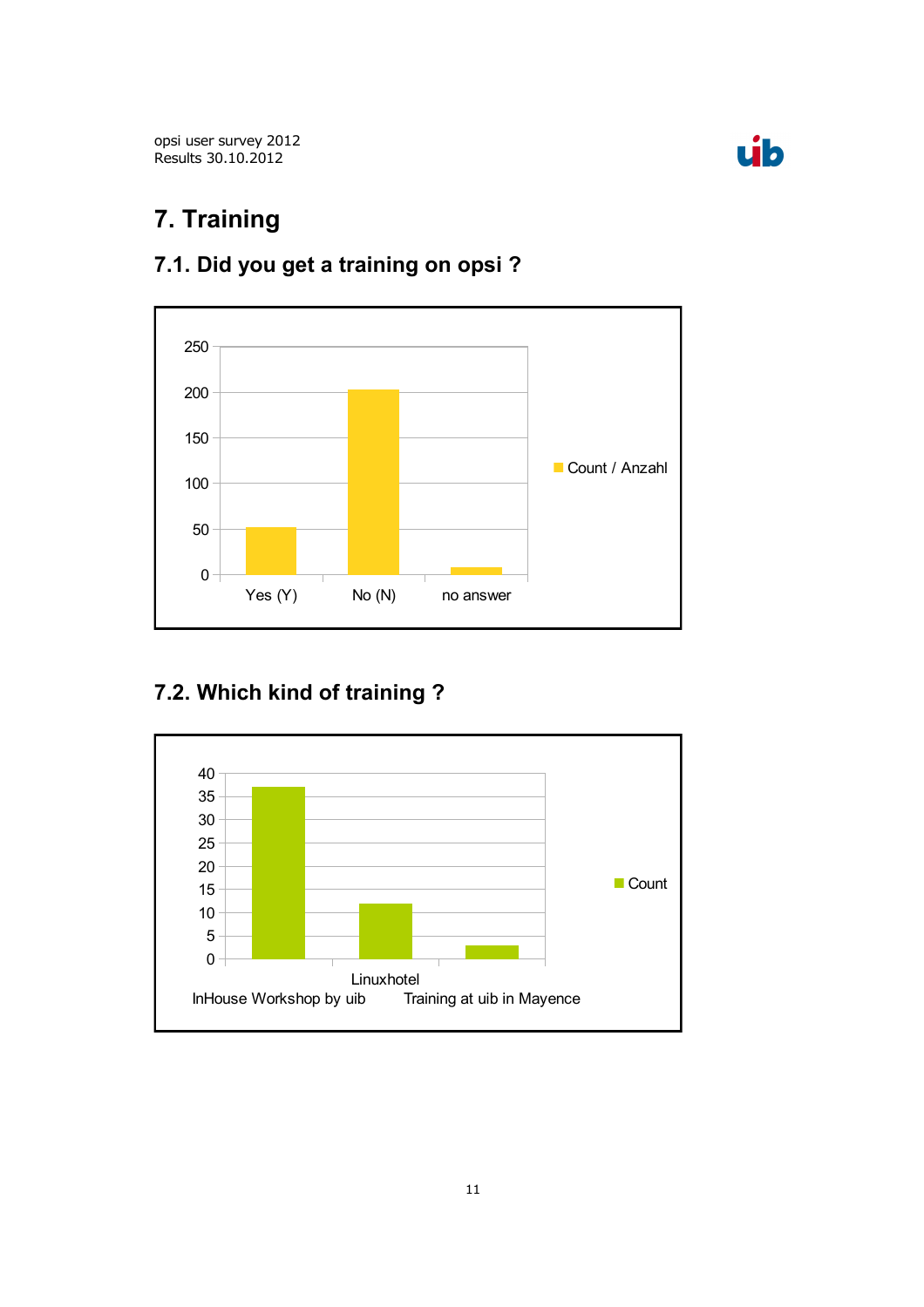# 7. Training

## 7.1. Did you get a training on opsi ?

## 7.2. Which kind of training ?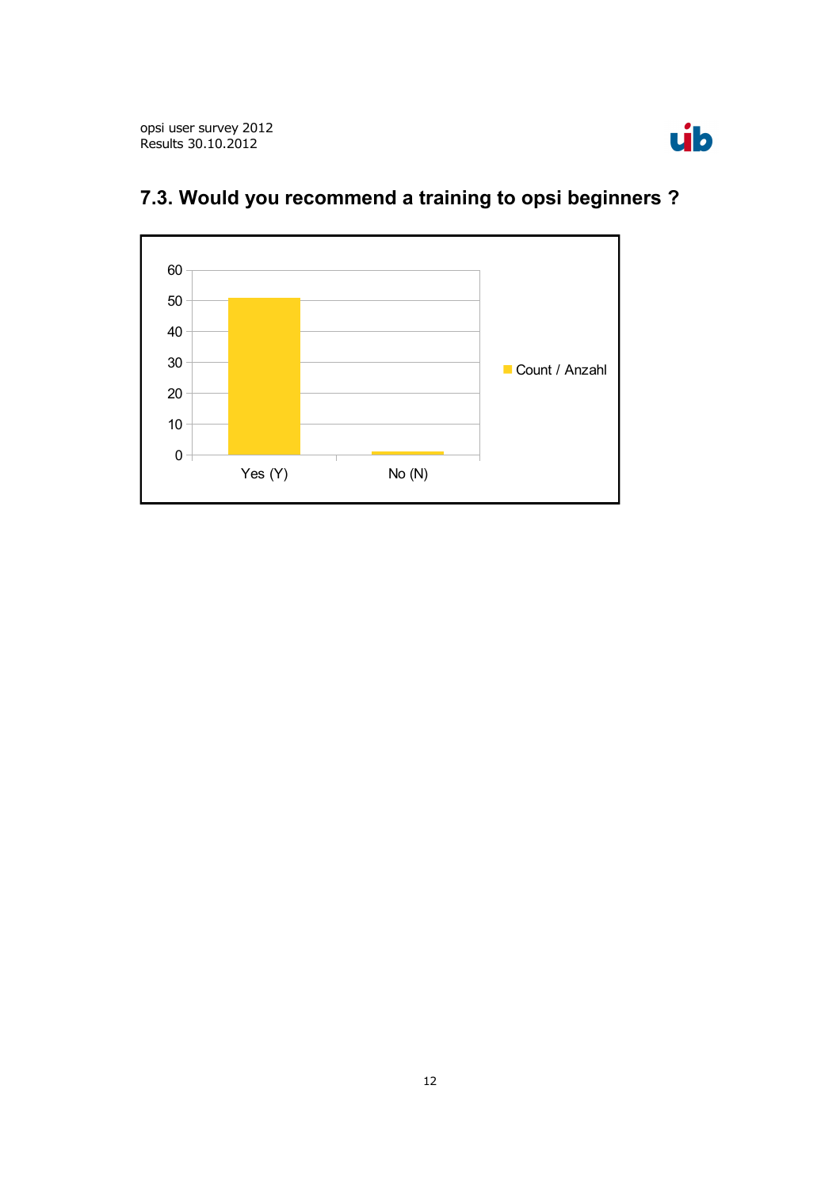## 7.3. Would you recommend a training to opsi beginners ?

60
50
40
30
20
10
0

Yes (Y)
No (N)

Count / Anzahl